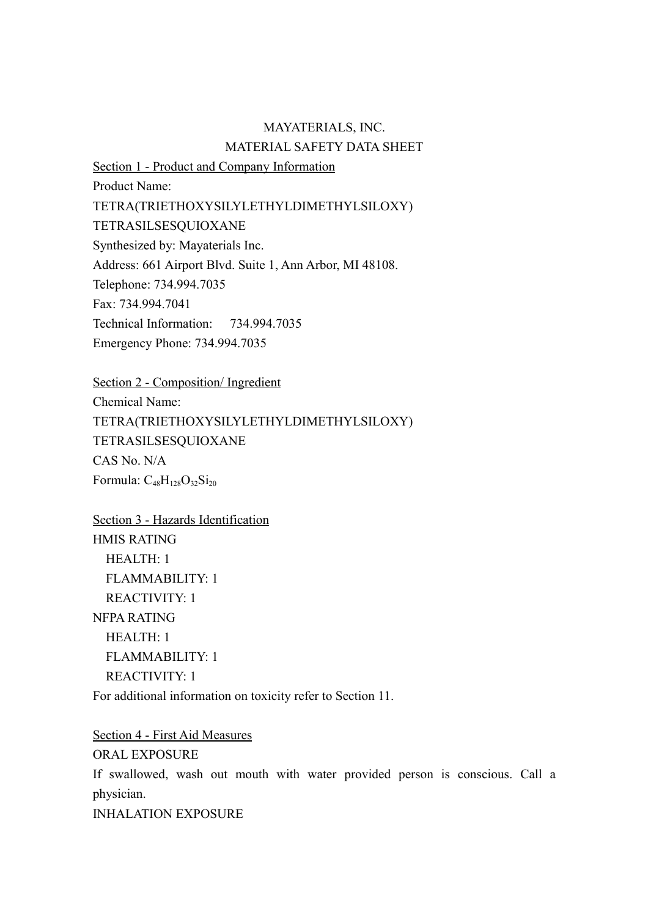MAYATERIALS, INC.

MATERIAL SAFETY DATA SHEET

## Section 1 - Product and Company Information

Product Name:

TETRA(TRIETHOXYSILYLETHYLDIMETHYLSILOXY)

TETRASILSESQUIOXANE

Synthesized by: Mayaterials Inc.

Address: 661 Airport Blvd. Suite 1, Ann Arbor, MI 48108.

Telephone: 734.994.7035

Fax: 734.994.7041

Technical Information: 734.994.7035

Emergency Phone: 734.994.7035

## Section 2 - Composition/ Ingredient

Chemical Name:

TETRA(TRIETHOXYSILYLETHYLDIMETHYLSILOXY)

TETRASILSESQUIOXANE

CAS No. N/A

Formula: $C_{48}H_{128}O_{32}Si_{20}$

## Section 3 - Hazards Identification

HMIS RATING

- HEALTH: 1
- FLAMMABILITY: 1
- REACTIVITY: 1

NFPA RATING

- HEALTH: 1
- FLAMMABILITY: 1
- REACTIVITY: 1

For additional information on toxicity refer to Section 11.

## Section 4 - First Aid Measures

ORAL EXPOSURE

If swallowed, wash out mouth with water provided person is conscious. Call a physician.

INHALATION EXPOSURE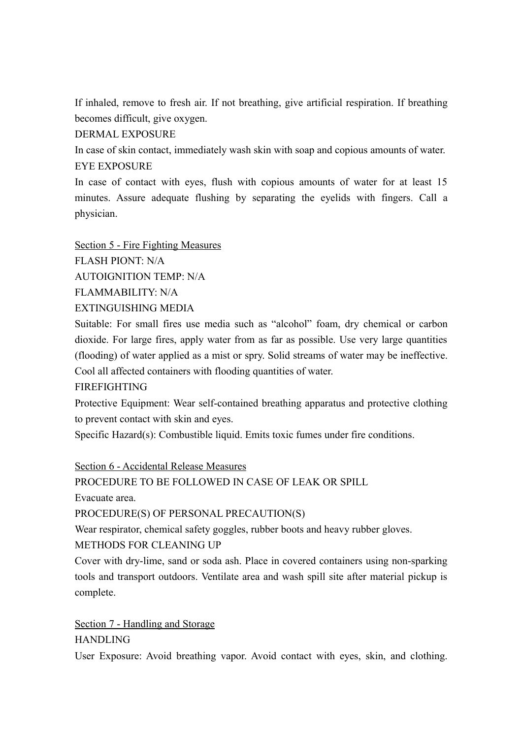If inhaled, remove to fresh air. If not breathing, give artificial respiration. If breathing becomes difficult, give oxygen.

DERMAL EXPOSURE

In case of skin contact, immediately wash skin with soap and copious amounts of water.

EYE EXPOSURE

In case of contact with eyes, flush with copious amounts of water for at least 15 minutes. Assure adequate flushing by separating the eyelids with fingers. Call a physician.

## Section 5 - Fire Fighting Measures

FLASH PIONT: N/A

AUTOIGNITION TEMP: N/A

FLAMMABILITY: N/A

EXTINGUISHING MEDIA

Suitable: For small fires use media such as "alcohol" foam, dry chemical or carbon dioxide. For large fires, apply water from as far as possible. Use very large quantities (flooding) of water applied as a mist or spry. Solid streams of water may be ineffective. Cool all affected containers with flooding quantities of water.

FIREFIGHTING

Protective Equipment: Wear self-contained breathing apparatus and protective clothing to prevent contact with skin and eyes.

Specific Hazard(s): Combustible liquid. Emits toxic fumes under fire conditions.

## Section 6 - Accidental Release Measures

PROCEDURE TO BE FOLLOWED IN CASE OF LEAK OR SPILL

Evacuate area.

PROCEDURE(S) OF PERSONAL PRECAUTION(S)

Wear respirator, chemical safety goggles, rubber boots and heavy rubber gloves.

METHODS FOR CLEANING UP

Cover with dry-lime, sand or soda ash. Place in covered containers using non-sparking tools and transport outdoors. Ventilate area and wash spill site after material pickup is complete.

## Section 7 - Handling and Storage

HANDLING

User Exposure: Avoid breathing vapor. Avoid contact with eyes, skin, and clothing.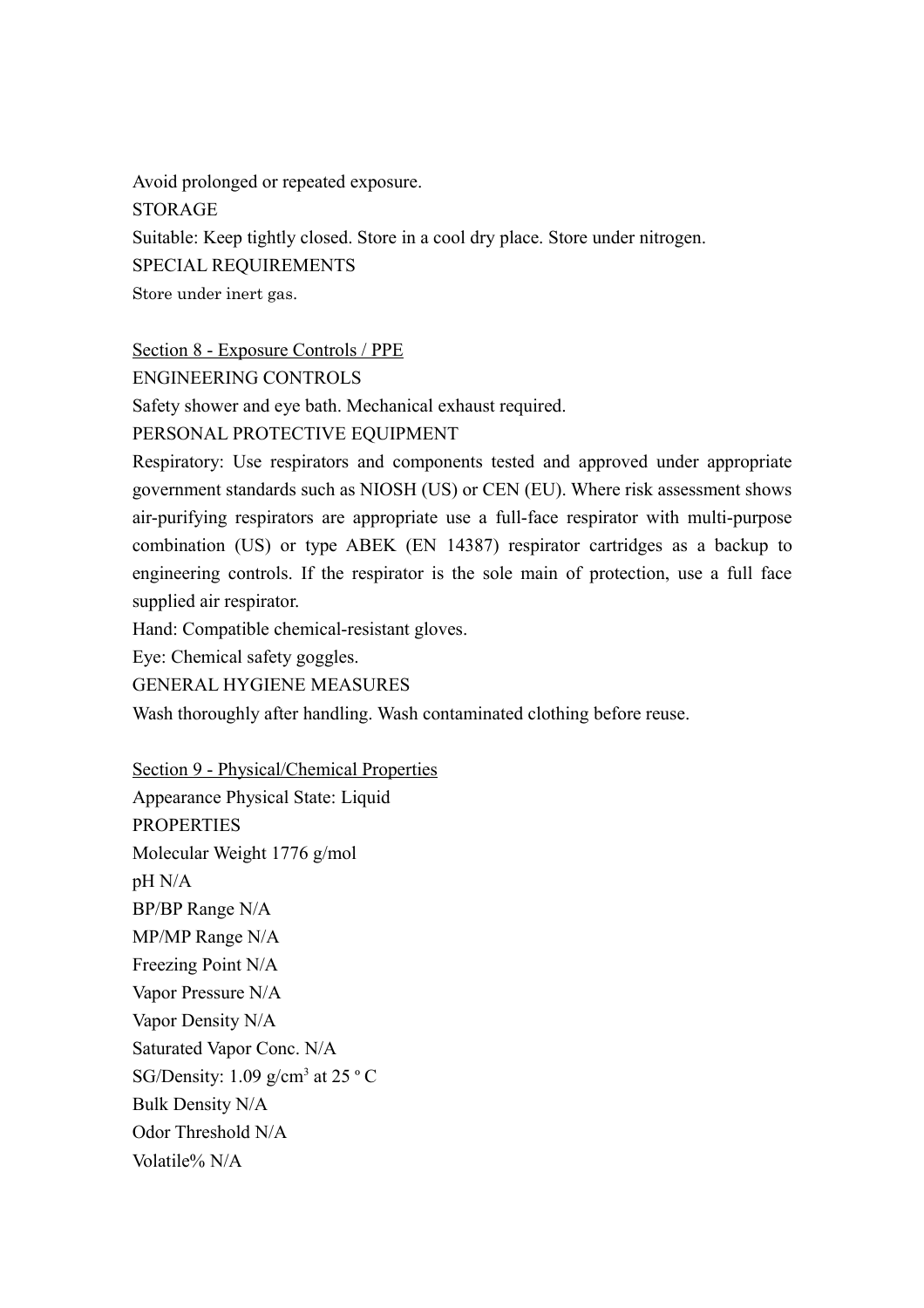Avoid prolonged or repeated exposure.

STORAGE

Suitable: Keep tightly closed. Store in a cool dry place. Store under nitrogen.

SPECIAL REQUIREMENTS

Store under inert gas.

## Section 8 - Exposure Controls / PPE

ENGINEERING CONTROLS

Safety shower and eye bath. Mechanical exhaust required.

PERSONAL PROTECTIVE EQUIPMENT

Respiratory: Use respirators and components tested and approved under appropriate government standards such as NIOSH (US) or CEN (EU). Where risk assessment shows air-purifying respirators are appropriate use a full-face respirator with multi-purpose combination (US) or type ABEK (EN 14387) respirator cartridges as a backup to engineering controls. If the respirator is the sole main of protection, use a full face supplied air respirator.

Hand: Compatible chemical-resistant gloves.

Eye: Chemical safety goggles.

GENERAL HYGIENE MEASURES

Wash thoroughly after handling. Wash contaminated clothing before reuse.

## Section 9 - Physical/Chemical Properties

Appearance Physical State: Liquid

PROPERTIES

Molecular Weight 1776 g/mol

pH N/A

BP/BP Range N/A

MP/MP Range N/A

Freezing Point N/A

Vapor Pressure N/A

Vapor Density N/A

Saturated Vapor Conc. N/A

SG/Density: 1.09 g/cm$^3$ at 25 º C

Bulk Density N/A

Odor Threshold N/A

Volatile% N/A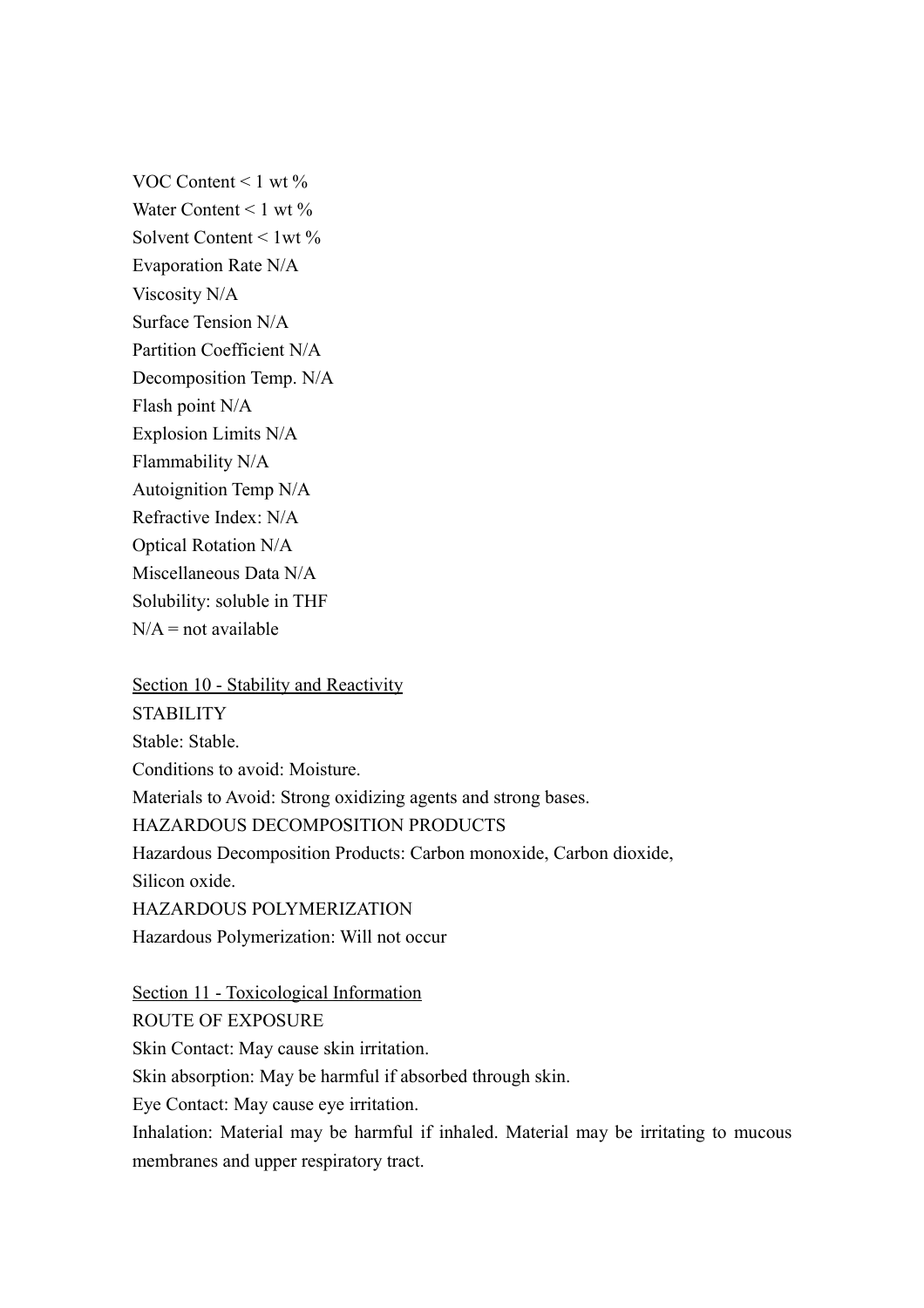VOC Content < 1 wt %

Water Content < 1 wt %

Solvent Content < 1wt %

Evaporation Rate N/A

Viscosity N/A

Surface Tension N/A

Partition Coefficient N/A

Decomposition Temp. N/A

Flash point N/A

Explosion Limits N/A

Flammability N/A

Autoignition Temp N/A

Refractive Index: N/A

Optical Rotation N/A

Miscellaneous Data N/A

Solubility: soluble in THF

N/A = not available

## Section 10 - Stability and Reactivity

STABILITY

Stable: Stable.

Conditions to avoid: Moisture.

Materials to Avoid: Strong oxidizing agents and strong bases.

HAZARDOUS DECOMPOSITION PRODUCTS

Hazardous Decomposition Products: Carbon monoxide, Carbon dioxide, Silicon oxide.

HAZARDOUS POLYMERIZATION

Hazardous Polymerization: Will not occur

## Section 11 - Toxicological Information

ROUTE OF EXPOSURE

Skin Contact: May cause skin irritation.

Skin absorption: May be harmful if absorbed through skin.

Eye Contact: May cause eye irritation.

Inhalation: Material may be harmful if inhaled. Material may be irritating to mucous membranes and upper respiratory tract.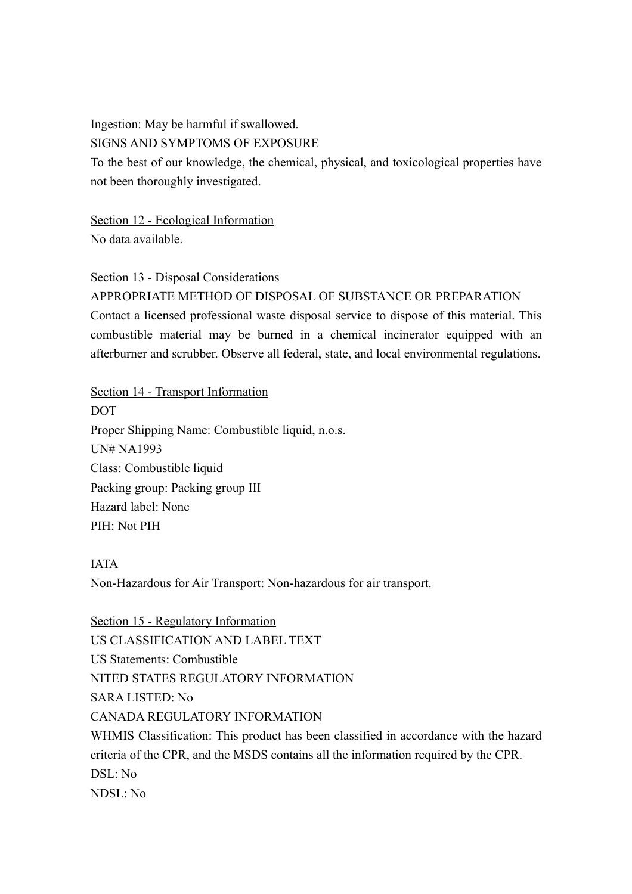Ingestion: May be harmful if swallowed.

SIGNS AND SYMPTOMS OF EXPOSURE

To the best of our knowledge, the chemical, physical, and toxicological properties have not been thoroughly investigated.

## Section 12 - Ecological Information

No data available.

## Section 13 - Disposal Considerations

APPROPRIATE METHOD OF DISPOSAL OF SUBSTANCE OR PREPARATION

Contact a licensed professional waste disposal service to dispose of this material. This combustible material may be burned in a chemical incinerator equipped with an afterburner and scrubber. Observe all federal, state, and local environmental regulations.

## Section 14 - Transport Information

DOT

Proper Shipping Name: Combustible liquid, n.o.s.

UN# NA1993

Class: Combustible liquid

Packing group: Packing group III

Hazard label: None

PIH: Not PIH

IATA

Non-Hazardous for Air Transport: Non-hazardous for air transport.

## Section 15 - Regulatory Information

US CLASSIFICATION AND LABEL TEXT

US Statements: Combustible

NITED STATES REGULATORY INFORMATION

SARA LISTED: No

CANADA REGULATORY INFORMATION

WHMIS Classification: This product has been classified in accordance with the hazard criteria of the CPR, and the MSDS contains all the information required by the CPR.

DSL: No

NDSL: No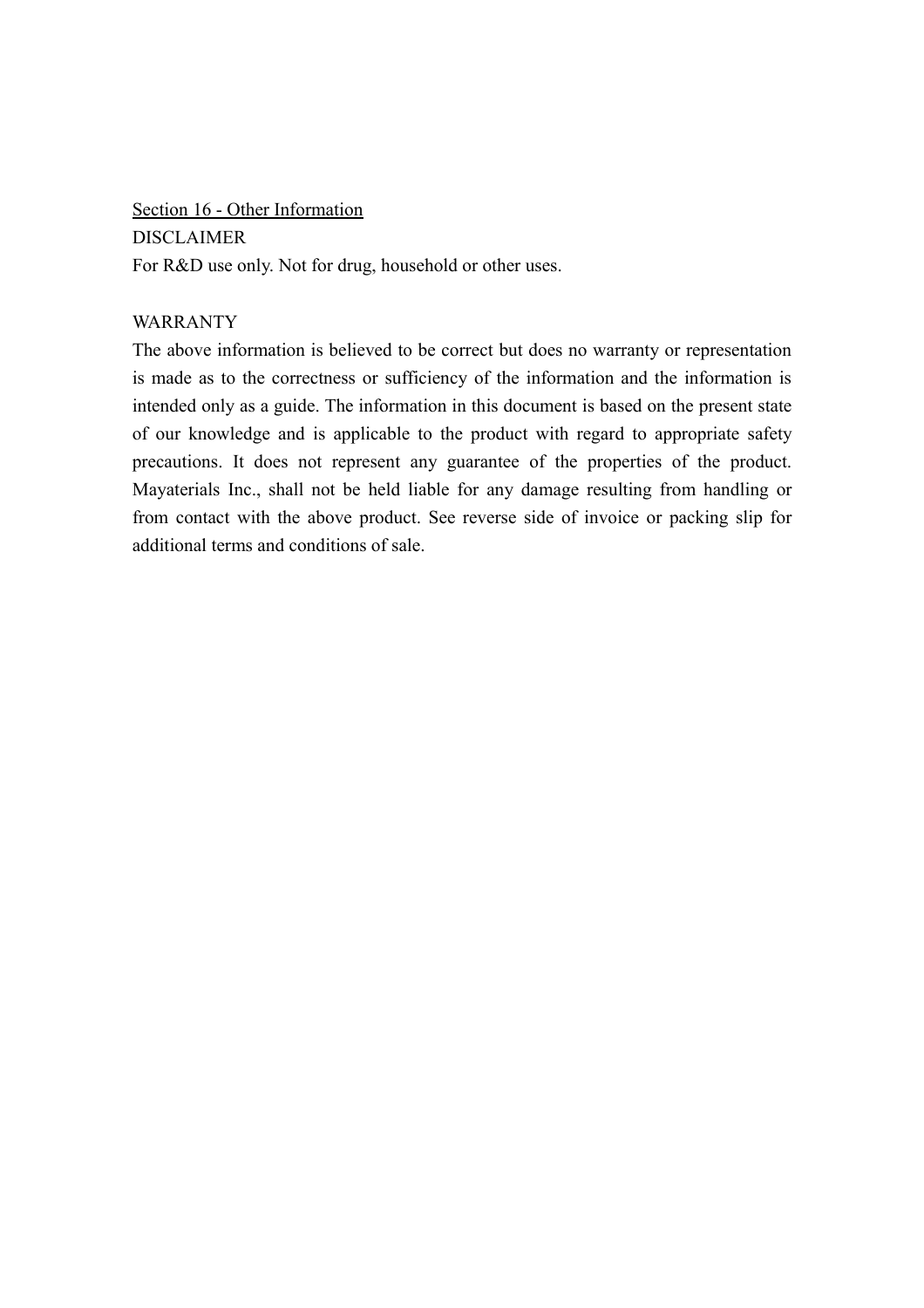## Section 16 - Other Information

DISCLAIMER

For R&D use only. Not for drug, household or other uses.

WARRANTY

The above information is believed to be correct but does no warranty or representation is made as to the correctness or sufficiency of the information and the information is intended only as a guide. The information in this document is based on the present state of our knowledge and is applicable to the product with regard to appropriate safety precautions. It does not represent any guarantee of the properties of the product. Mayaterials Inc., shall not be held liable for any damage resulting from handling or from contact with the above product. See reverse side of invoice or packing slip for additional terms and conditions of sale.